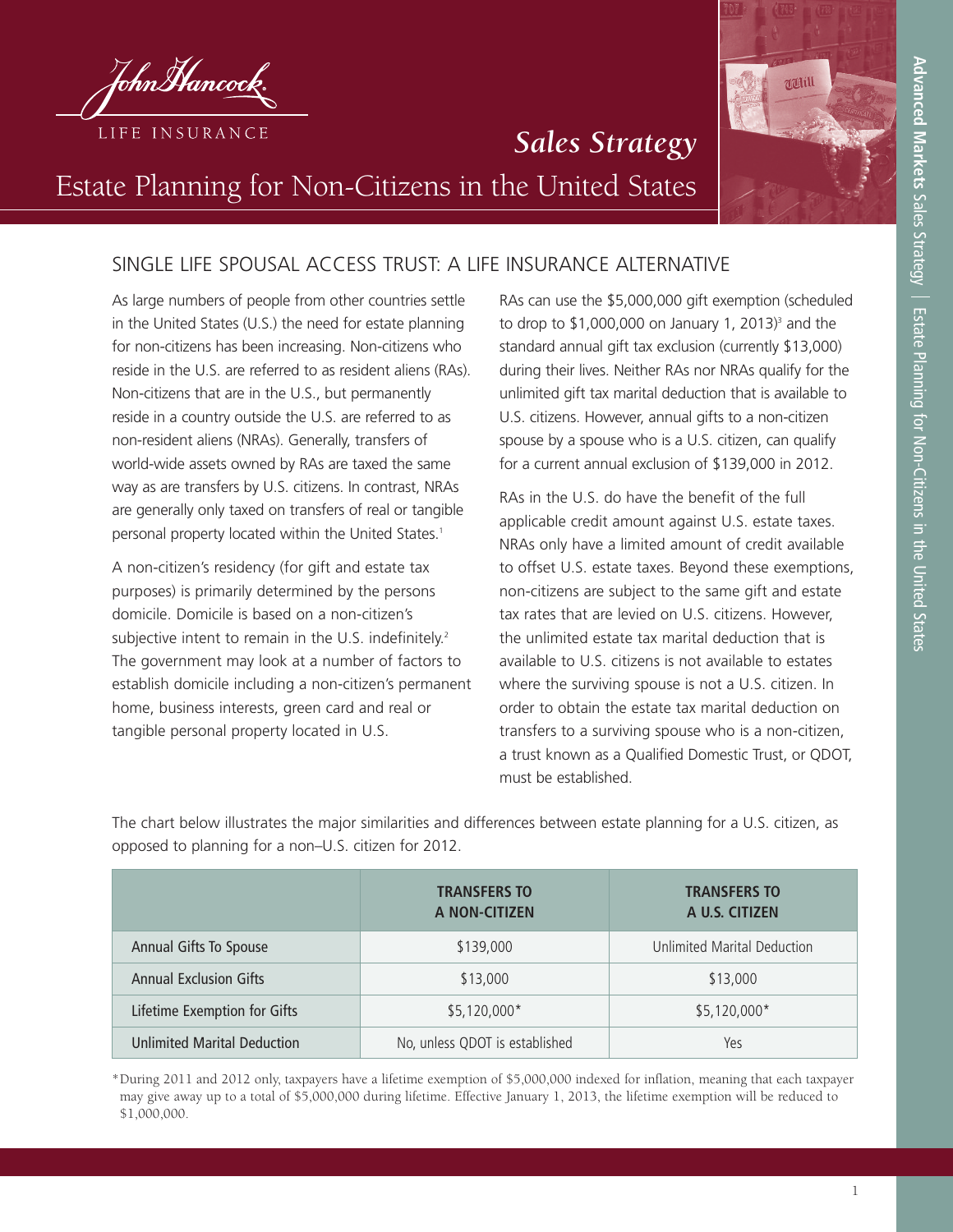John Hancock

LIFE INSURANCE

*Sales Strategy*

# Estate Planning for Non-Citizens in the United States

## SINGLE LIFE SPOUSAL ACCESS TRUST: A LIFE INSURANCE ALTERNATIVE

As large numbers of people from other countries settle in the United States (U.S.) the need for estate planning for non-citizens has been increasing. Non-citizens who reside in the U.S. are referred to as resident aliens (RAs). Non-citizens that are in the U.S., but permanently reside in a country outside the U.S. are referred to as non-resident aliens (NRAs). Generally, transfers of world-wide assets owned by RAs are taxed the same way as are transfers by U.S. citizens. In contrast, NRAs are generally only taxed on transfers of real or tangible personal property located within the United States.[1]

A non-citizen's residency (for gift and estate tax purposes) is primarily determined by the persons domicile. Domicile is based on a non-citizen's subjective intent to remain in the U.S. indefinitely.[2] The government may look at a number of factors to establish domicile including a non-citizen's permanent home, business interests, green card and real or tangible personal property located in U.S.

RAs can use the $5,000,000 gift exemption (scheduled to drop to $1,000,000 on January 1, 2013)[3] and the standard annual gift tax exclusion (currently $13,000) during their lives. Neither RAs nor NRAs qualify for the unlimited gift tax marital deduction that is available to U.S. citizens. However, annual gifts to a non-citizen spouse by a spouse who is a U.S. citizen, can qualify for a current annual exclusion of $139,000 in 2012.

RAs in the U.S. do have the benefit of the full applicable credit amount against U.S. estate taxes. NRAs only have a limited amount of credit available to offset U.S. estate taxes. Beyond these exemptions, non-citizens are subject to the same gift and estate tax rates that are levied on U.S. citizens. However, the unlimited estate tax marital deduction that is available to U.S. citizens is not available to estates where the surviving spouse is not a U.S. citizen. In order to obtain the estate tax marital deduction on transfers to a surviving spouse who is a non-citizen, a trust known as a Qualified Domestic Trust, or QDOT, must be established.

The chart below illustrates the major similarities and differences between estate planning for a U.S. citizen, as opposed to planning for a non–U.S. citizen for 2012.

| | TRANSFERS TO A NON-CITIZEN | TRANSFERS TO A U.S. CITIZEN |
|---|---|---|
| Annual Gifts To Spouse | $139,000 | Unlimited Marital Deduction |
| Annual Exclusion Gifts | $13,000 | $13,000 |
| Lifetime Exemption for Gifts | $5,120,000* | $5,120,000* |
| Unlimited Marital Deduction | No, unless QDOT is established | Yes |

*During 2011 and 2012 only, taxpayers have a lifetime exemption of $5,000,000 indexed for inflation, meaning that each taxpayer may give away up to a total of $5,000,000 during lifetime. Effective January 1, 2013, the lifetime exemption will be reduced to $1,000,000.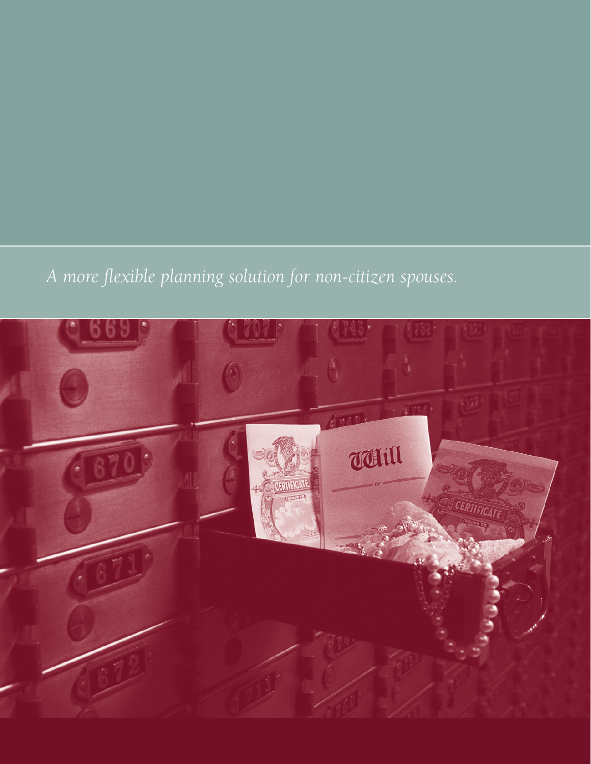*A more flexible planning solution for non-citizen spouses.*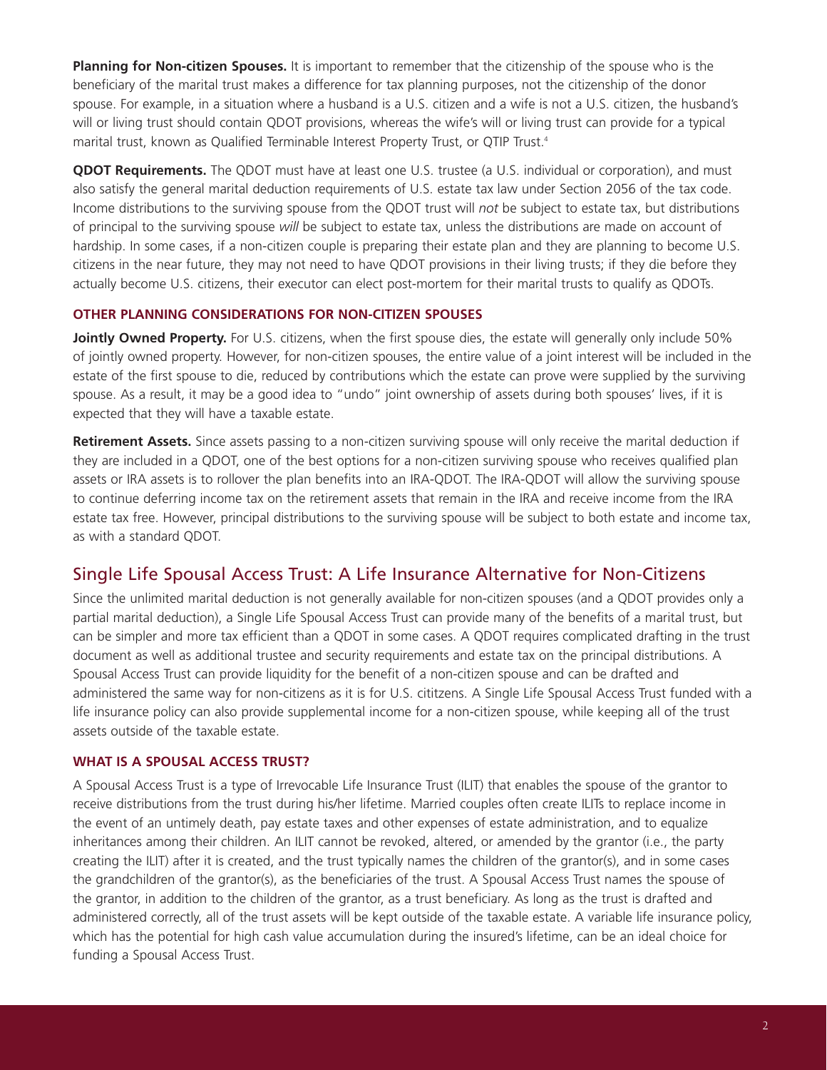**Planning for Non-citizen Spouses.** It is important to remember that the citizenship of the spouse who is the beneficiary of the marital trust makes a difference for tax planning purposes, not the citizenship of the donor spouse. For example, in a situation where a husband is a U.S. citizen and a wife is not a U.S. citizen, the husband's will or living trust should contain QDOT provisions, whereas the wife's will or living trust can provide for a typical marital trust, known as Qualified Terminable Interest Property Trust, or QTIP Trust.[4]

**QDOT Requirements.** The QDOT must have at least one U.S. trustee (a U.S. individual or corporation), and must also satisfy the general marital deduction requirements of U.S. estate tax law under Section 2056 of the tax code. Income distributions to the surviving spouse from the QDOT trust will *not* be subject to estate tax, but distributions of principal to the surviving spouse *will* be subject to estate tax, unless the distributions are made on account of hardship. In some cases, if a non-citizen couple is preparing their estate plan and they are planning to become U.S. citizens in the near future, they may not need to have QDOT provisions in their living trusts; if they die before they actually become U.S. citizens, their executor can elect post-mortem for their marital trusts to qualify as QDOTs.

### OTHER PLANNING CONSIDERATIONS FOR NON-CITIZEN SPOUSES

**Jointly Owned Property.** For U.S. citizens, when the first spouse dies, the estate will generally only include 50% of jointly owned property. However, for non-citizen spouses, the entire value of a joint interest will be included in the estate of the first spouse to die, reduced by contributions which the estate can prove were supplied by the surviving spouse. As a result, it may be a good idea to "undo" joint ownership of assets during both spouses' lives, if it is expected that they will have a taxable estate.

**Retirement Assets.** Since assets passing to a non-citizen surviving spouse will only receive the marital deduction if they are included in a QDOT, one of the best options for a non-citizen surviving spouse who receives qualified plan assets or IRA assets is to rollover the plan benefits into an IRA-QDOT. The IRA-QDOT will allow the surviving spouse to continue deferring income tax on the retirement assets that remain in the IRA and receive income from the IRA estate tax free. However, principal distributions to the surviving spouse will be subject to both estate and income tax, as with a standard QDOT.

## Single Life Spousal Access Trust: A Life Insurance Alternative for Non-Citizens

Since the unlimited marital deduction is not generally available for non-citizen spouses (and a QDOT provides only a partial marital deduction), a Single Life Spousal Access Trust can provide many of the benefits of a marital trust, but can be simpler and more tax efficient than a QDOT in some cases. A QDOT requires complicated drafting in the trust document as well as additional trustee and security requirements and estate tax on the principal distributions. A Spousal Access Trust can provide liquidity for the benefit of a non-citizen spouse and can be drafted and administered the same way for non-citizens as it is for U.S. cititzens. A Single Life Spousal Access Trust funded with a life insurance policy can also provide supplemental income for a non-citizen spouse, while keeping all of the trust assets outside of the taxable estate.

### WHAT IS A SPOUSAL ACCESS TRUST?

A Spousal Access Trust is a type of Irrevocable Life Insurance Trust (ILIT) that enables the spouse of the grantor to receive distributions from the trust during his/her lifetime. Married couples often create ILITs to replace income in the event of an untimely death, pay estate taxes and other expenses of estate administration, and to equalize inheritances among their children. An ILIT cannot be revoked, altered, or amended by the grantor (i.e., the party creating the ILIT) after it is created, and the trust typically names the children of the grantor(s), and in some cases the grandchildren of the grantor(s), as the beneficiaries of the trust. A Spousal Access Trust names the spouse of the grantor, in addition to the children of the grantor, as a trust beneficiary. As long as the trust is drafted and administered correctly, all of the trust assets will be kept outside of the taxable estate. A variable life insurance policy, which has the potential for high cash value accumulation during the insured's lifetime, can be an ideal choice for funding a Spousal Access Trust.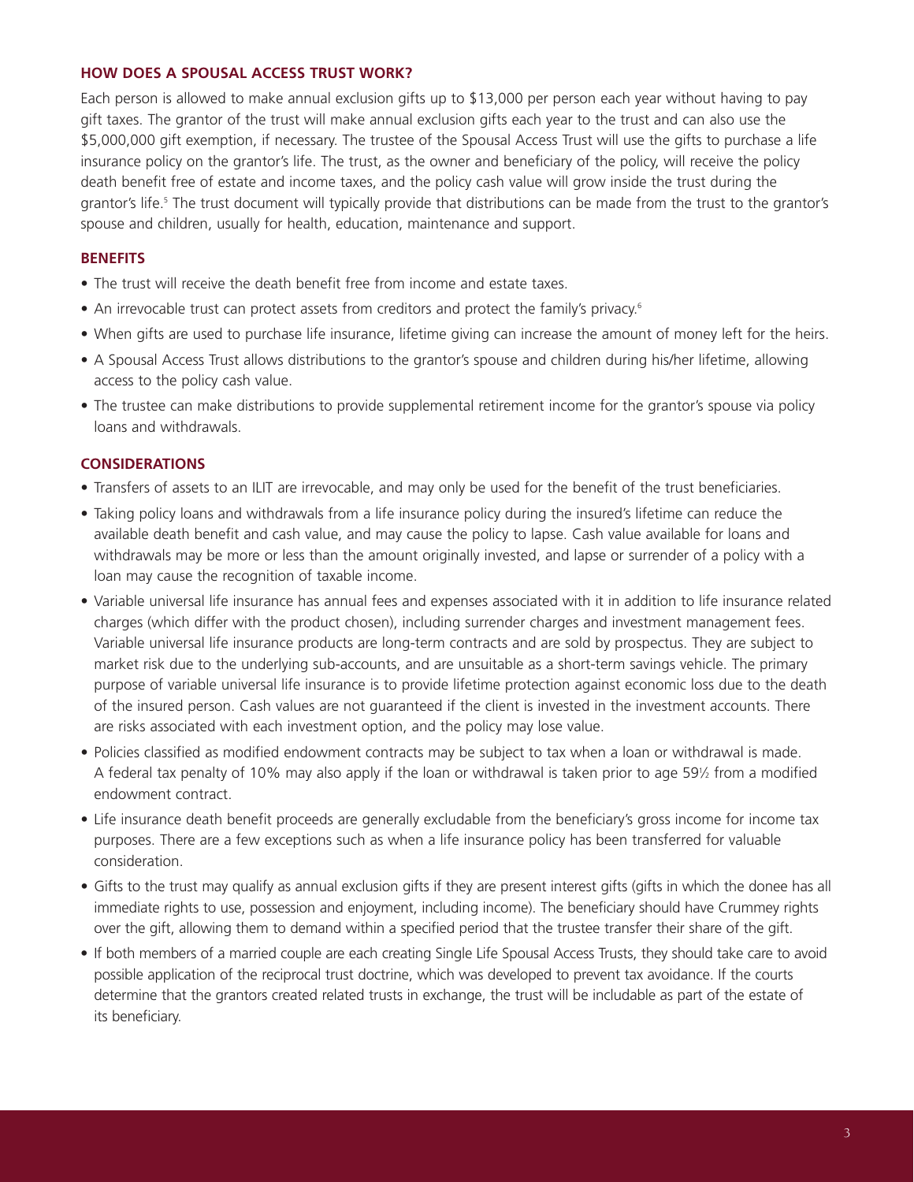### HOW DOES A SPOUSAL ACCESS TRUST WORK?

Each person is allowed to make annual exclusion gifts up to $13,000 per person each year without having to pay gift taxes. The grantor of the trust will make annual exclusion gifts each year to the trust and can also use the $5,000,000 gift exemption, if necessary. The trustee of the Spousal Access Trust will use the gifts to purchase a life insurance policy on the grantor's life. The trust, as the owner and beneficiary of the policy, will receive the policy death benefit free of estate and income taxes, and the policy cash value will grow inside the trust during the grantor's life.[5] The trust document will typically provide that distributions can be made from the trust to the grantor's spouse and children, usually for health, education, maintenance and support.

### BENEFITS

- The trust will receive the death benefit free from income and estate taxes.
- An irrevocable trust can protect assets from creditors and protect the family's privacy.[6]
- When gifts are used to purchase life insurance, lifetime giving can increase the amount of money left for the heirs.
- A Spousal Access Trust allows distributions to the grantor's spouse and children during his/her lifetime, allowing access to the policy cash value.
- The trustee can make distributions to provide supplemental retirement income for the grantor's spouse via policy loans and withdrawals.

### CONSIDERATIONS

- Transfers of assets to an ILIT are irrevocable, and may only be used for the benefit of the trust beneficiaries.
- Taking policy loans and withdrawals from a life insurance policy during the insured's lifetime can reduce the available death benefit and cash value, and may cause the policy to lapse. Cash value available for loans and withdrawals may be more or less than the amount originally invested, and lapse or surrender of a policy with a loan may cause the recognition of taxable income.
- Variable universal life insurance has annual fees and expenses associated with it in addition to life insurance related charges (which differ with the product chosen), including surrender charges and investment management fees. Variable universal life insurance products are long-term contracts and are sold by prospectus. They are subject to market risk due to the underlying sub-accounts, and are unsuitable as a short-term savings vehicle. The primary purpose of variable universal life insurance is to provide lifetime protection against economic loss due to the death of the insured person. Cash values are not guaranteed if the client is invested in the investment accounts. There are risks associated with each investment option, and the policy may lose value.
- Policies classified as modified endowment contracts may be subject to tax when a loan or withdrawal is made. A federal tax penalty of 10% may also apply if the loan or withdrawal is taken prior to age 59½ from a modified endowment contract.
- Life insurance death benefit proceeds are generally excludable from the beneficiary's gross income for income tax purposes. There are a few exceptions such as when a life insurance policy has been transferred for valuable consideration.
- Gifts to the trust may qualify as annual exclusion gifts if they are present interest gifts (gifts in which the donee has all immediate rights to use, possession and enjoyment, including income). The beneficiary should have Crummey rights over the gift, allowing them to demand within a specified period that the trustee transfer their share of the gift.
- If both members of a married couple are each creating Single Life Spousal Access Trusts, they should take care to avoid possible application of the reciprocal trust doctrine, which was developed to prevent tax avoidance. If the courts determine that the grantors created related trusts in exchange, the trust will be includable as part of the estate of its beneficiary.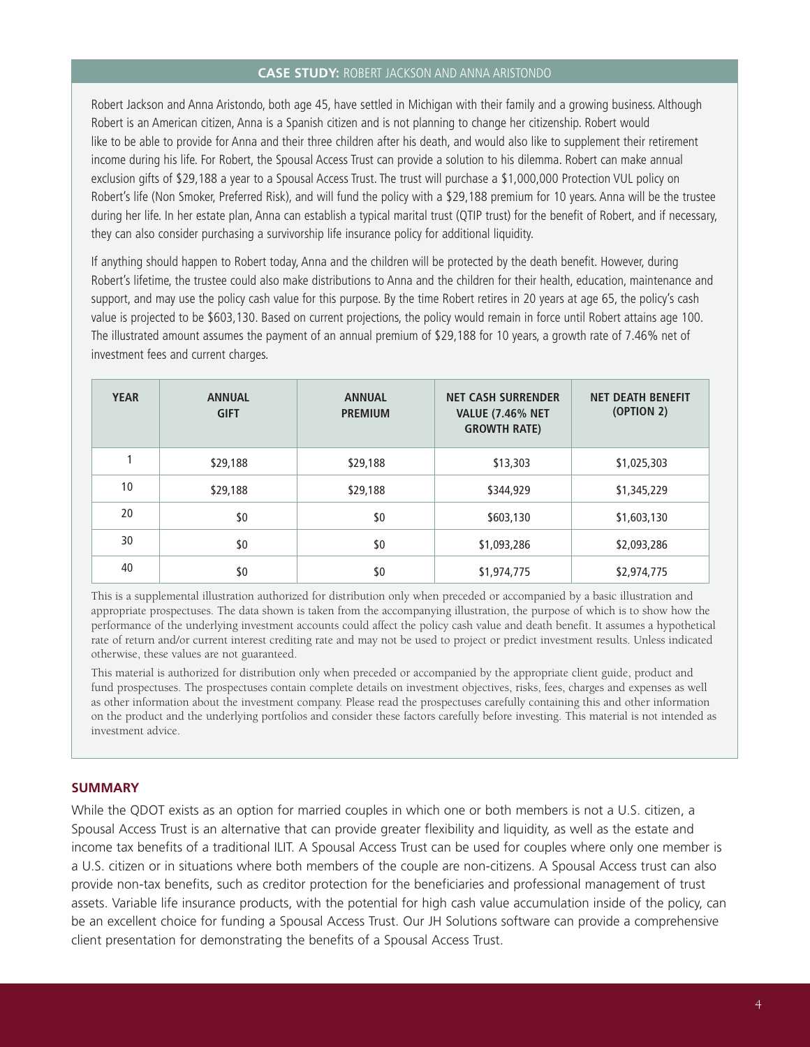## CASE STUDY: ROBERT JACKSON AND ANNA ARISTONDO

Robert Jackson and Anna Aristondo, both age 45, have settled in Michigan with their family and a growing business. Although Robert is an American citizen, Anna is a Spanish citizen and is not planning to change her citizenship. Robert would like to be able to provide for Anna and their three children after his death, and would also like to supplement their retirement income during his life. For Robert, the Spousal Access Trust can provide a solution to his dilemma. Robert can make annual exclusion gifts of $29,188 a year to a Spousal Access Trust. The trust will purchase a $1,000,000 Protection VUL policy on Robert's life (Non Smoker, Preferred Risk), and will fund the policy with a $29,188 premium for 10 years. Anna will be the trustee during her life. In her estate plan, Anna can establish a typical marital trust (QTIP trust) for the benefit of Robert, and if necessary, they can also consider purchasing a survivorship life insurance policy for additional liquidity.

If anything should happen to Robert today, Anna and the children will be protected by the death benefit. However, during Robert's lifetime, the trustee could also make distributions to Anna and the children for their health, education, maintenance and support, and may use the policy cash value for this purpose. By the time Robert retires in 20 years at age 65, the policy's cash value is projected to be $603,130. Based on current projections, the policy would remain in force until Robert attains age 100. The illustrated amount assumes the payment of an annual premium of $29,188 for 10 years, a growth rate of 7.46% net of investment fees and current charges.

| YEAR | ANNUAL GIFT | ANNUAL PREMIUM | NET CASH SURRENDER VALUE (7.46% NET GROWTH RATE) | NET DEATH BENEFIT (OPTION 2) |
|---|---|---|---|---|
| 1 | $29,188 | $29,188 | $13,303 | $1,025,303 |
| 10 | $29,188 | $29,188 | $344,929 | $1,345,229 |
| 20 | $0 | $0 | $603,130 | $1,603,130 |
| 30 | $0 | $0 | $1,093,286 | $2,093,286 |
| 40 | $0 | $0 | $1,974,775 | $2,974,775 |

This is a supplemental illustration authorized for distribution only when preceded or accompanied by a basic illustration and appropriate prospectuses. The data shown is taken from the accompanying illustration, the purpose of which is to show how the performance of the underlying investment accounts could affect the policy cash value and death benefit. It assumes a hypothetical rate of return and/or current interest crediting rate and may not be used to project or predict investment results. Unless indicated otherwise, these values are not guaranteed.

This material is authorized for distribution only when preceded or accompanied by the appropriate client guide, product and fund prospectuses. The prospectuses contain complete details on investment objectives, risks, fees, charges and expenses as well as other information about the investment company. Please read the prospectuses carefully containing this and other information on the product and the underlying portfolios and consider these factors carefully before investing. This material is not intended as investment advice.

## SUMMARY

While the QDOT exists as an option for married couples in which one or both members is not a U.S. citizen, a Spousal Access Trust is an alternative that can provide greater flexibility and liquidity, as well as the estate and income tax benefits of a traditional ILIT. A Spousal Access Trust can be used for couples where only one member is a U.S. citizen or in situations where both members of the couple are non-citizens. A Spousal Access trust can also provide non-tax benefits, such as creditor protection for the beneficiaries and professional management of trust assets. Variable life insurance products, with the potential for high cash value accumulation inside of the policy, can be an excellent choice for funding a Spousal Access Trust. Our JH Solutions software can provide a comprehensive client presentation for demonstrating the benefits of a Spousal Access Trust.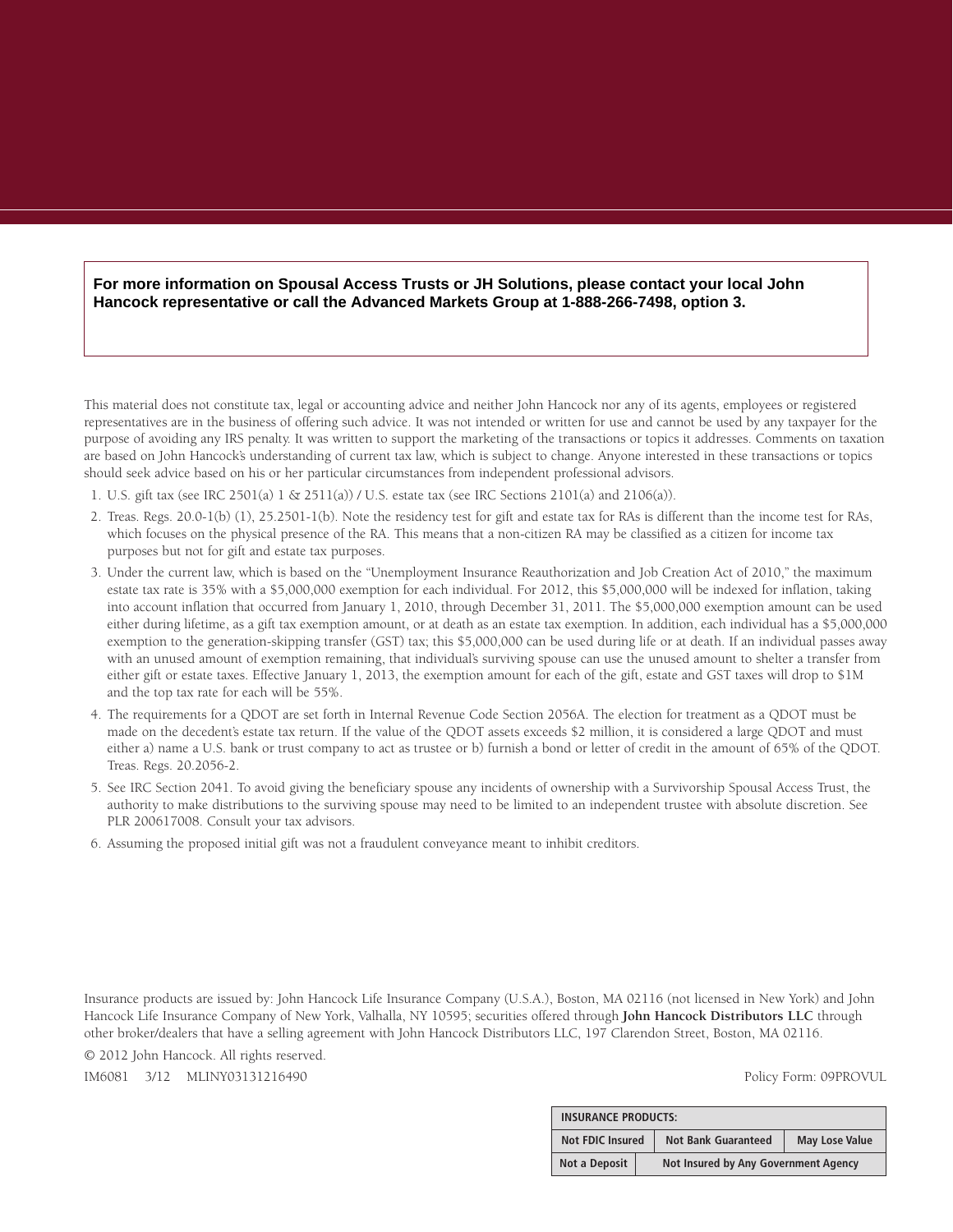**For more information on Spousal Access Trusts or JH Solutions, please contact your local John Hancock representative or call the Advanced Markets Group at 1-888-266-7498, option 3.**

This material does not constitute tax, legal or accounting advice and neither John Hancock nor any of its agents, employees or registered representatives are in the business of offering such advice. It was not intended or written for use and cannot be used by any taxpayer for the purpose of avoiding any IRS penalty. It was written to support the marketing of the transactions or topics it addresses. Comments on taxation are based on John Hancock's understanding of current tax law, which is subject to change. Anyone interested in these transactions or topics should seek advice based on his or her particular circumstances from independent professional advisors.

1. U.S. gift tax (see IRC 2501(a) 1 & 2511(a)) / U.S. estate tax (see IRC Sections 2101(a) and 2106(a)).
2. Treas. Regs. 20.0-1(b) (1), 25.2501-1(b). Note the residency test for gift and estate tax for RAs is different than the income test for RAs, which focuses on the physical presence of the RA. This means that a non-citizen RA may be classified as a citizen for income tax purposes but not for gift and estate tax purposes.
3. Under the current law, which is based on the "Unemployment Insurance Reauthorization and Job Creation Act of 2010," the maximum estate tax rate is 35% with a $5,000,000 exemption for each individual. For 2012, this $5,000,000 will be indexed for inflation, taking into account inflation that occurred from January 1, 2010, through December 31, 2011. The $5,000,000 exemption amount can be used either during lifetime, as a gift tax exemption amount, or at death as an estate tax exemption. In addition, each individual has a $5,000,000 exemption to the generation-skipping transfer (GST) tax; this $5,000,000 can be used during life or at death. If an individual passes away with an unused amount of exemption remaining, that individual's surviving spouse can use the unused amount to shelter a transfer from either gift or estate taxes. Effective January 1, 2013, the exemption amount for each of the gift, estate and GST taxes will drop to $1M and the top tax rate for each will be 55%.
4. The requirements for a QDOT are set forth in Internal Revenue Code Section 2056A. The election for treatment as a QDOT must be made on the decedent's estate tax return. If the value of the QDOT assets exceeds $2 million, it is considered a large QDOT and must either a) name a U.S. bank or trust company to act as trustee or b) furnish a bond or letter of credit in the amount of 65% of the QDOT. Treas. Regs. 20.2056-2.
5. See IRC Section 2041. To avoid giving the beneficiary spouse any incidents of ownership with a Survivorship Spousal Access Trust, the authority to make distributions to the surviving spouse may need to be limited to an independent trustee with absolute discretion. See PLR 200617008. Consult your tax advisors.
6. Assuming the proposed initial gift was not a fraudulent conveyance meant to inhibit creditors.

Insurance products are issued by: John Hancock Life Insurance Company (U.S.A.), Boston, MA 02116 (not licensed in New York) and John Hancock Life Insurance Company of New York, Valhalla, NY 10595; securities offered through **John Hancock Distributors LLC** through other broker/dealers that have a selling agreement with John Hancock Distributors LLC, 197 Clarendon Street, Boston, MA 02116.

© 2012 John Hancock. All rights reserved.

IM6081 3/12 MLINY03131216490

Policy Form: 09PROVUL

| INSURANCE PRODUCTS: | | |
|---|---|---|
| Not FDIC Insured | Not Bank Guaranteed | May Lose Value |
| Not a Deposit | Not Insured by Any Government Agency | |